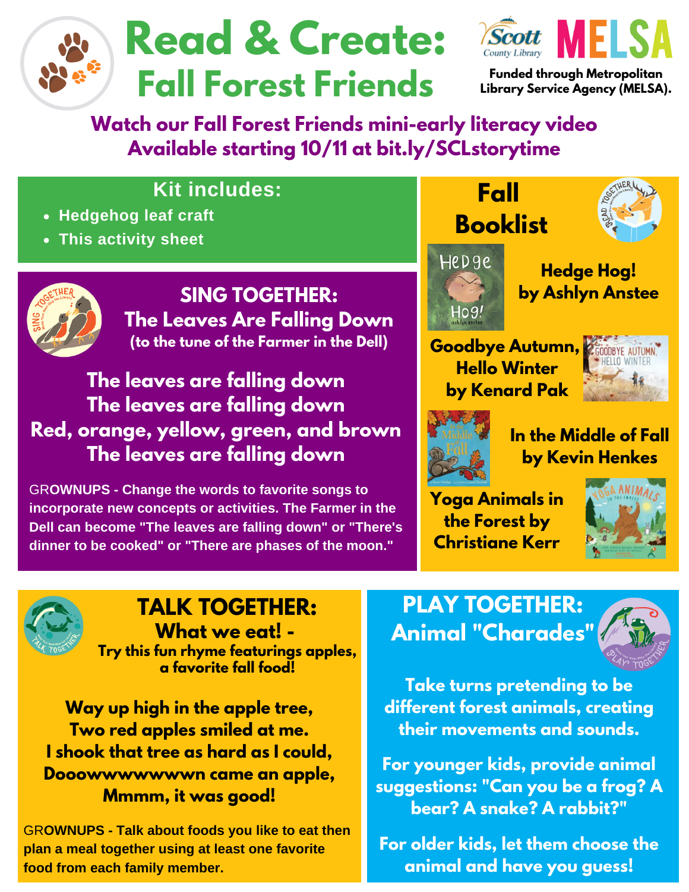# Read & Create: Fall Forest Friends

Scott County Library

MELSA

**Funded through Metropolitan Library Service Agency (MELSA).**

**Watch our Fall Forest Friends mini-early literacy video Available starting 10/11 at bit.ly/SCLstorytime**

## Kit includes:

- Hedgehog leaf craft
- This activity sheet

## SING TOGETHER:

### The Leaves Are Falling Down

**(to the tune of the Farmer in the Dell)**

**The leaves are falling down**
**The leaves are falling down**
**Red, orange, yellow, green, and brown**
**The leaves are falling down**

GROWNUPS - Change the words to favorite songs to incorporate new concepts or activities. The Farmer in the Dell can become "The leaves are falling down" or "There's dinner to be cooked" or "There are phases of the moon."

## Fall Booklist

- **Hedge Hog! by Ashlyn Anstee**
- **Goodbye Autumn, Hello Winter by Kenard Pak**
- **In the Middle of Fall by Kevin Henkes**
- **Yoga Animals in the Forest by Christiane Kerr**

## TALK TOGETHER:

### What we eat! -

**Try this fun rhyme featurings apples, a favorite fall food!**

**Way up high in the apple tree,**
**Two red apples smiled at me.**
**I shook that tree as hard as I could,**
**Dooowwwwwwwn came an apple,**
**Mmmm, it was good!**

GROWNUPS - Talk about foods you like to eat then plan a meal together using at least one favorite food from each family member.

## PLAY TOGETHER:

### Animal "Charades"

**Take turns pretending to be different forest animals, creating their movements and sounds.**

**For younger kids, provide animal suggestions: "Can you be a frog? A bear? A snake? A rabbit?"**

**For older kids, let them choose the animal and have you guess!**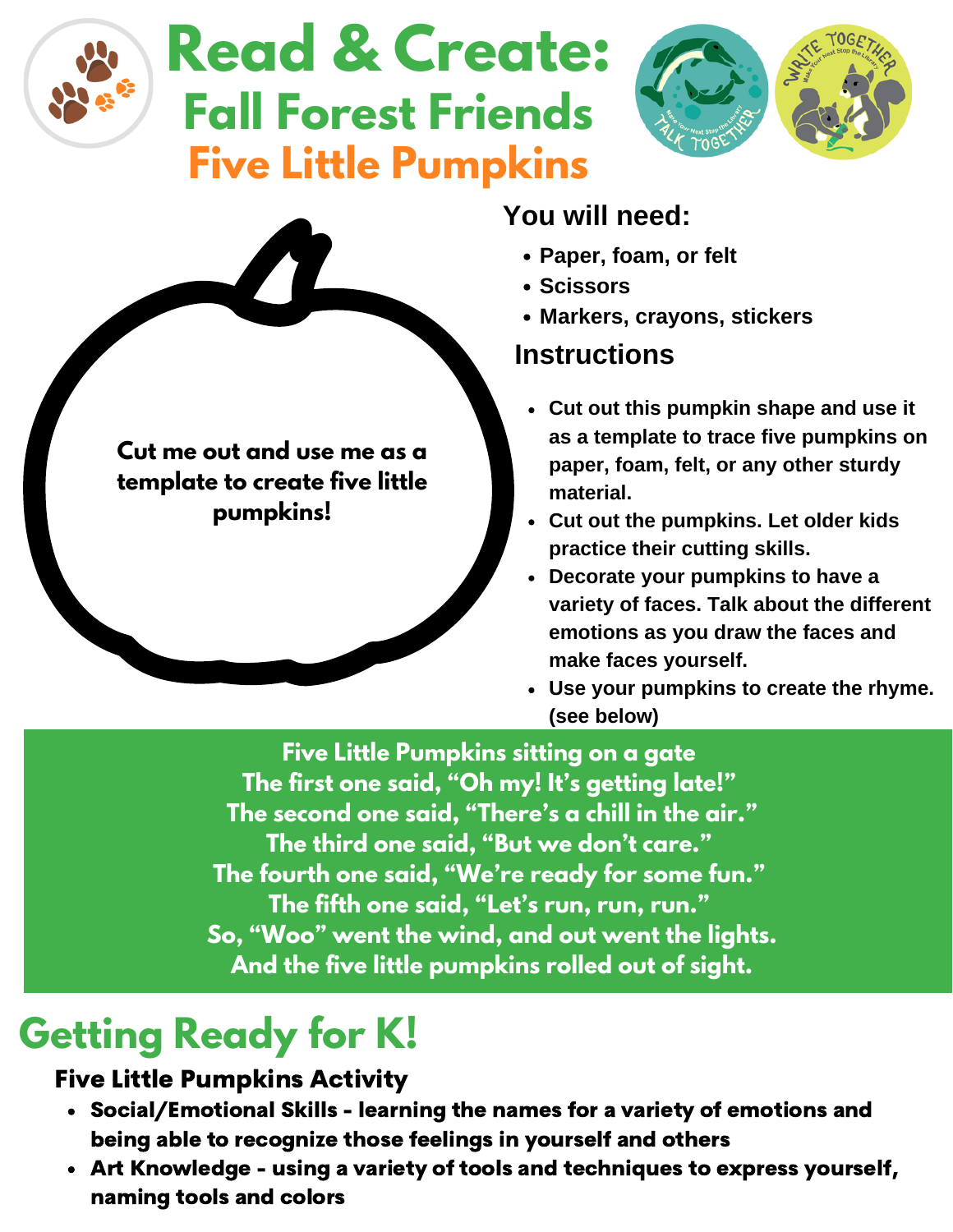# Read & Create:

## Fall Forest Friends

## Five Little Pumpkins

Cut me out and use me as a template to create five little pumpkins!

### You will need:

- Paper, foam, or felt
- Scissors
- Markers, crayons, stickers

### Instructions

- Cut out this pumpkin shape and use it as a template to trace five pumpkins on paper, foam, felt, or any other sturdy material.
- Cut out the pumpkins. Let older kids practice their cutting skills.
- Decorate your pumpkins to have a variety of faces. Talk about the different emotions as you draw the faces and make faces yourself.
- Use your pumpkins to create the rhyme. (see below)

Five Little Pumpkins sitting on a gate
The first one said, "Oh my! It's getting late!"
The second one said, "There's a chill in the air."
The third one said, "But we don't care."
The fourth one said, "We're ready for some fun."
The fifth one said, "Let's run, run, run."
So, "Woo" went the wind, and out went the lights.
And the five little pumpkins rolled out of sight.

## Getting Ready for K!

### Five Little Pumpkins Activity

- **Social/Emotional Skills** - learning the names for a variety of emotions and being able to recognize those feelings in yourself and others
- **Art Knowledge** - using a variety of tools and techniques to express yourself, naming tools and colors